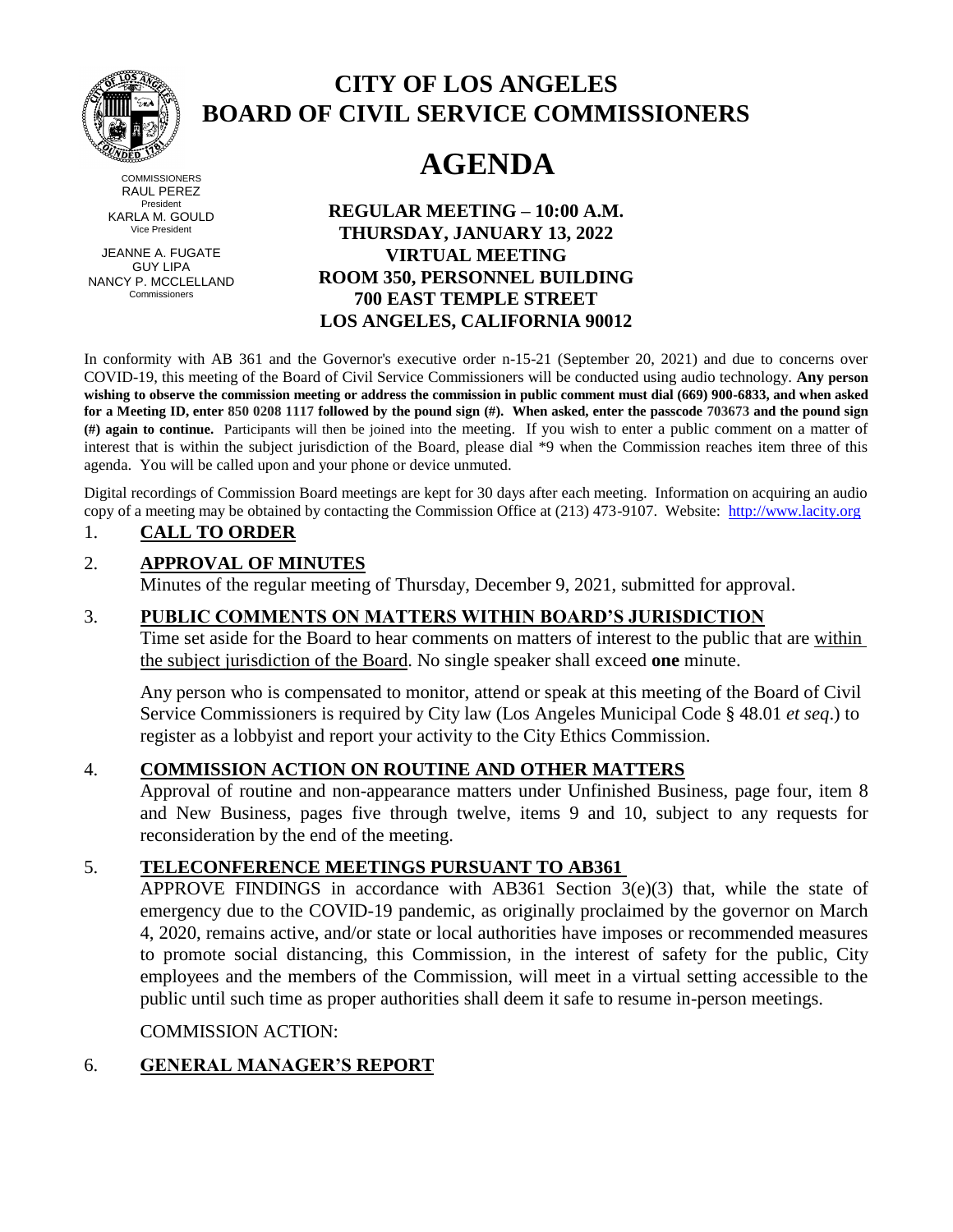# CITY OF LOS ANGELES
# BOARD OF CIVIL SERVICE COMMISSIONERS

# AGENDA

COMMISSIONERS
RAUL PEREZ
President
KARLA M. GOULD
Vice President

JEANNE A. FUGATE
GUY LIPA
NANCY P. MCCLELLAND
Commissioners

**REGULAR MEETING – 10:00 A.M.**
**THURSDAY, JANUARY 13, 2022**
**VIRTUAL MEETING**
**ROOM 350, PERSONNEL BUILDING**
**700 EAST TEMPLE STREET**
**LOS ANGELES, CALIFORNIA 90012**

In conformity with AB 361 and the Governor's executive order n-15-21 (September 20, 2021) and due to concerns over COVID-19, this meeting of the Board of Civil Service Commissioners will be conducted using audio technology. **Any person wishing to observe the commission meeting or address the commission in public comment must dial (669) 900-6833, and when asked for a Meeting ID, enter 850 0208 1117 followed by the pound sign (#). When asked, enter the passcode 703673 and the pound sign (#) again to continue.** Participants will then be joined into the meeting. If you wish to enter a public comment on a matter of interest that is within the subject jurisdiction of the Board, please dial *9 when the Commission reaches item three of this agenda. You will be called upon and your phone or device unmuted.

Digital recordings of Commission Board meetings are kept for 30 days after each meeting. Information on acquiring an audio copy of a meeting may be obtained by contacting the Commission Office at (213) 473-9107. Website: http://www.lacity.org

1. **CALL TO ORDER**

2. **APPROVAL OF MINUTES**

   Minutes of the regular meeting of Thursday, December 9, 2021, submitted for approval.

3. **PUBLIC COMMENTS ON MATTERS WITHIN BOARD'S JURISDICTION**

   Time set aside for the Board to hear comments on matters of interest to the public that are within the subject jurisdiction of the Board. No single speaker shall exceed **one** minute.

   Any person who is compensated to monitor, attend or speak at this meeting of the Board of Civil Service Commissioners is required by City law (Los Angeles Municipal Code § 48.01 *et seq*.) to register as a lobbyist and report your activity to the City Ethics Commission.

4. **COMMISSION ACTION ON ROUTINE AND OTHER MATTERS**

   Approval of routine and non-appearance matters under Unfinished Business, page four, item 8 and New Business, pages five through twelve, items 9 and 10, subject to any requests for reconsideration by the end of the meeting.

5. **TELECONFERENCE MEETINGS PURSUANT TO AB361**

   APPROVE FINDINGS in accordance with AB361 Section 3(e)(3) that, while the state of emergency due to the COVID-19 pandemic, as originally proclaimed by the governor on March 4, 2020, remains active, and/or state or local authorities have imposes or recommended measures to promote social distancing, this Commission, in the interest of safety for the public, City employees and the members of the Commission, will meet in a virtual setting accessible to the public until such time as proper authorities shall deem it safe to resume in-person meetings.

   COMMISSION ACTION:

6. **GENERAL MANAGER'S REPORT**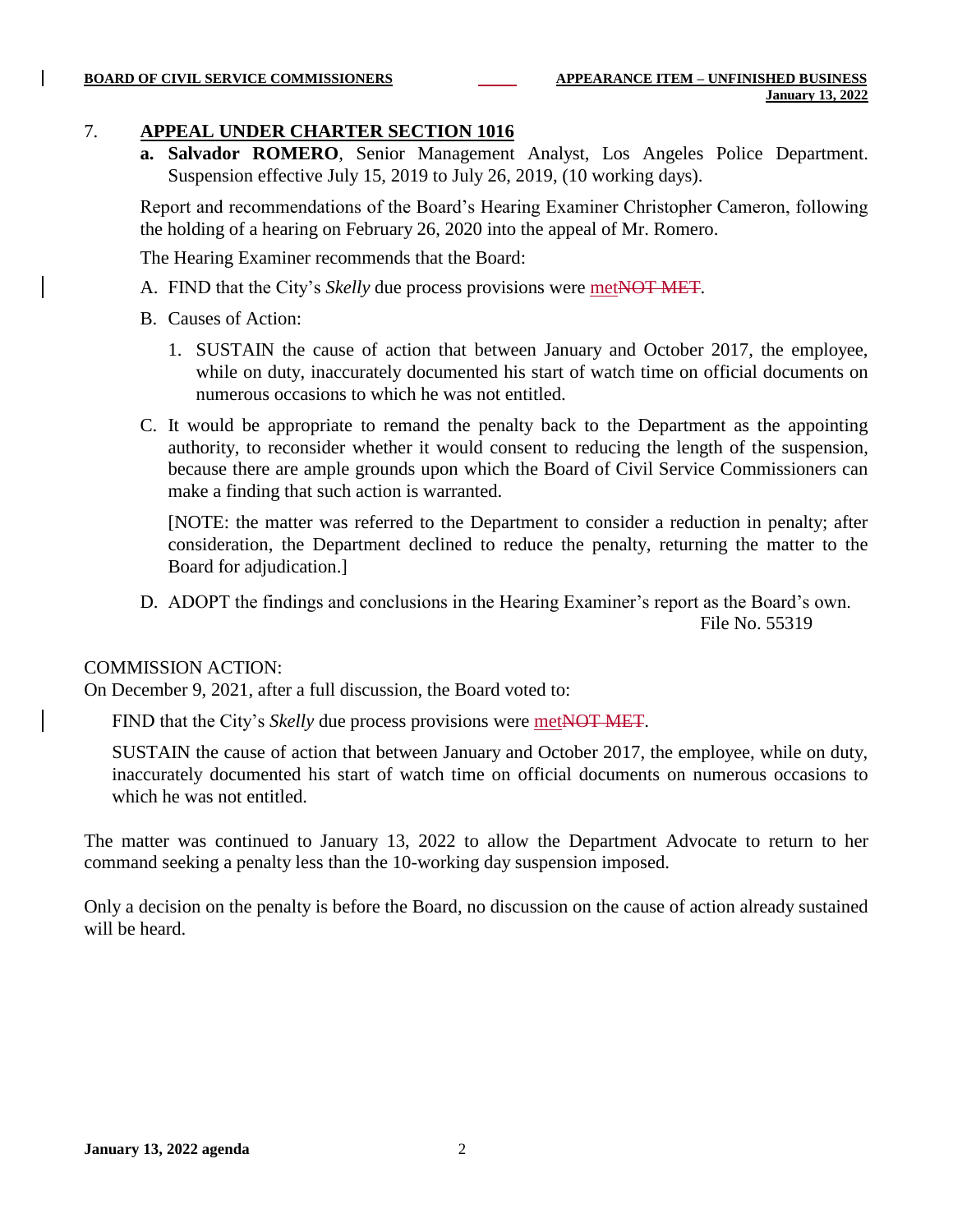## 7. APPEAL UNDER CHARTER SECTION 1016

**a. Salvador ROMERO**, Senior Management Analyst, Los Angeles Police Department. Suspension effective July 15, 2019 to July 26, 2019, (10 working days).

Report and recommendations of the Board's Hearing Examiner Christopher Cameron, following the holding of a hearing on February 26, 2020 into the appeal of Mr. Romero.

The Hearing Examiner recommends that the Board:

A. FIND that the City's *Skelly* due process provisions were met~~NOT MET~~.

B. Causes of Action:

1. SUSTAIN the cause of action that between January and October 2017, the employee, while on duty, inaccurately documented his start of watch time on official documents on numerous occasions to which he was not entitled.

C. It would be appropriate to remand the penalty back to the Department as the appointing authority, to reconsider whether it would consent to reducing the length of the suspension, because there are ample grounds upon which the Board of Civil Service Commissioners can make a finding that such action is warranted.

[NOTE: the matter was referred to the Department to consider a reduction in penalty; after consideration, the Department declined to reduce the penalty, returning the matter to the Board for adjudication.]

D. ADOPT the findings and conclusions in the Hearing Examiner's report as the Board's own.

File No. 55319

COMMISSION ACTION:
On December 9, 2021, after a full discussion, the Board voted to:

FIND that the City's *Skelly* due process provisions were met~~NOT MET~~.

SUSTAIN the cause of action that between January and October 2017, the employee, while on duty, inaccurately documented his start of watch time on official documents on numerous occasions to which he was not entitled.

The matter was continued to January 13, 2022 to allow the Department Advocate to return to her command seeking a penalty less than the 10-working day suspension imposed.

Only a decision on the penalty is before the Board, no discussion on the cause of action already sustained will be heard.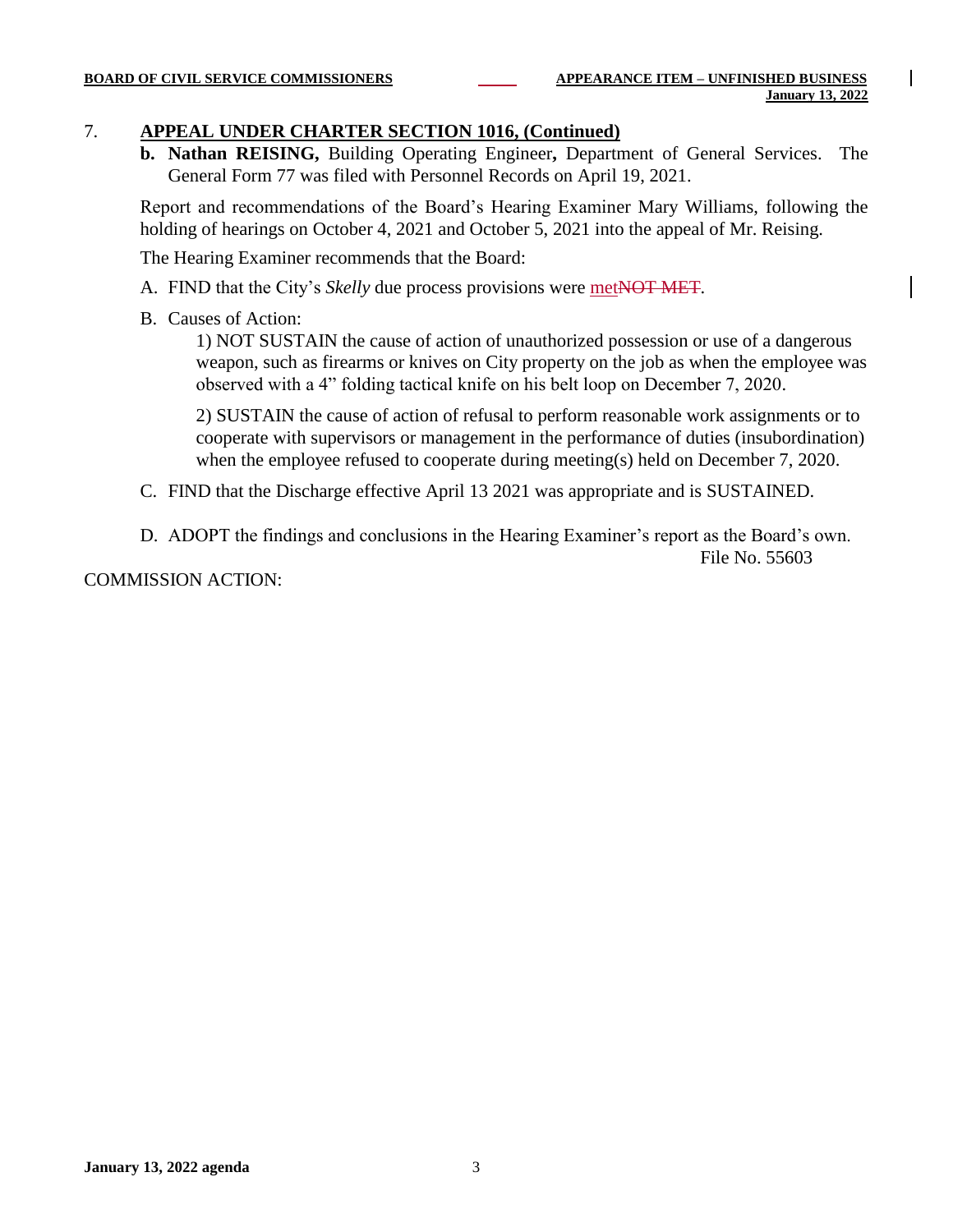7. **APPEAL UNDER CHARTER SECTION 1016, (Continued)**

**b. Nathan REISING,** Building Operating Engineer**,** Department of General Services. The General Form 77 was filed with Personnel Records on April 19, 2021.

Report and recommendations of the Board's Hearing Examiner Mary Williams, following the holding of hearings on October 4, 2021 and October 5, 2021 into the appeal of Mr. Reising.

The Hearing Examiner recommends that the Board:

A. FIND that the City's *Skelly* due process provisions were met~~NOT MET~~.

B. Causes of Action:

1) NOT SUSTAIN the cause of action of unauthorized possession or use of a dangerous weapon, such as firearms or knives on City property on the job as when the employee was observed with a 4" folding tactical knife on his belt loop on December 7, 2020.

2) SUSTAIN the cause of action of refusal to perform reasonable work assignments or to cooperate with supervisors or management in the performance of duties (insubordination) when the employee refused to cooperate during meeting(s) held on December 7, 2020.

C. FIND that the Discharge effective April 13 2021 was appropriate and is SUSTAINED.

D. ADOPT the findings and conclusions in the Hearing Examiner's report as the Board's own.

File No. 55603

COMMISSION ACTION: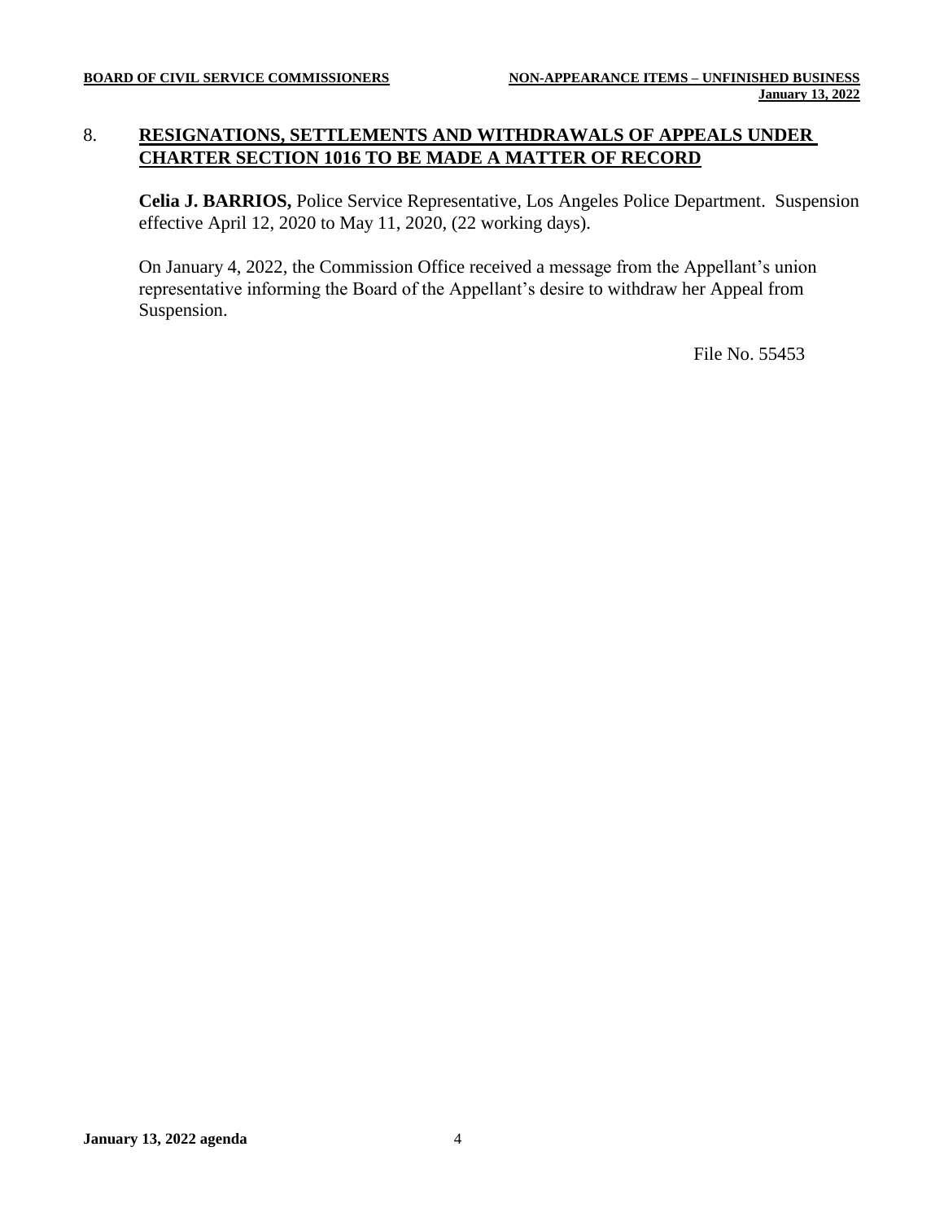## 8. RESIGNATIONS, SETTLEMENTS AND WITHDRAWALS OF APPEALS UNDER CHARTER SECTION 1016 TO BE MADE A MATTER OF RECORD

**Celia J. BARRIOS,** Police Service Representative, Los Angeles Police Department. Suspension effective April 12, 2020 to May 11, 2020, (22 working days).

On January 4, 2022, the Commission Office received a message from the Appellant's union representative informing the Board of the Appellant's desire to withdraw her Appeal from Suspension.

File No. 55453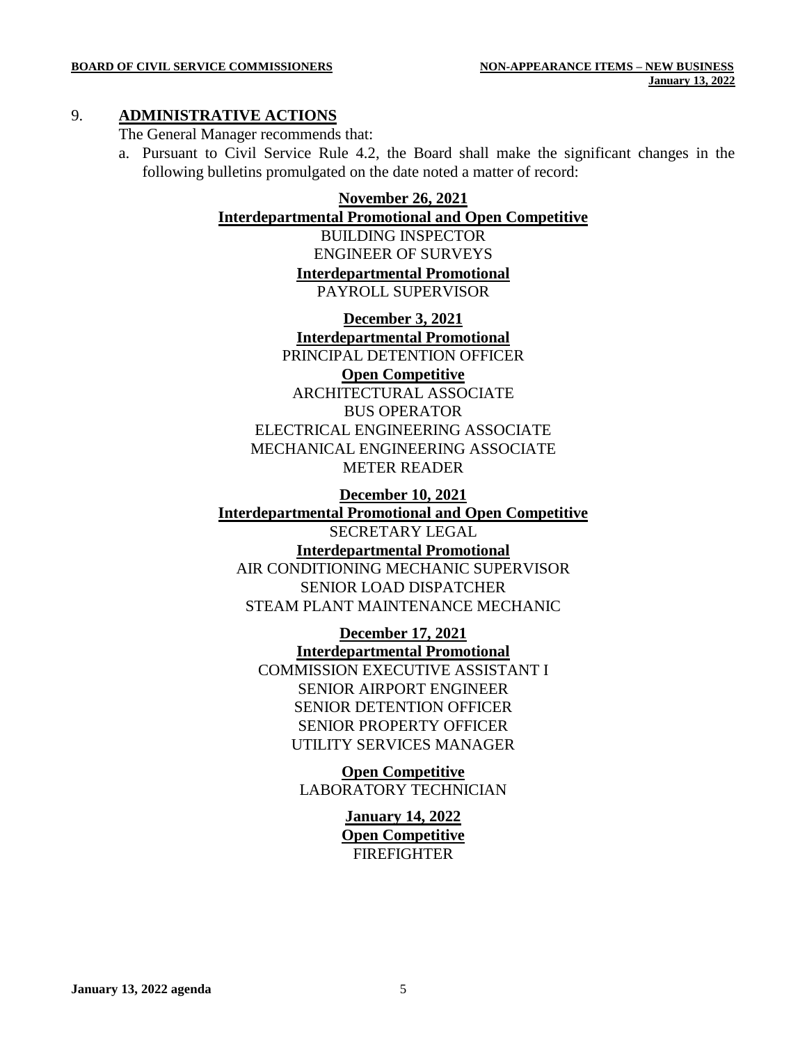## 9. ADMINISTRATIVE ACTIONS

The General Manager recommends that:

a. Pursuant to Civil Service Rule 4.2, the Board shall make the significant changes in the following bulletins promulgated on the date noted a matter of record:

**November 26, 2021**

**Interdepartmental Promotional and Open Competitive**

BUILDING INSPECTOR
ENGINEER OF SURVEYS

**Interdepartmental Promotional**

PAYROLL SUPERVISOR

**December 3, 2021**

**Interdepartmental Promotional**

PRINCIPAL DETENTION OFFICER

**Open Competitive**

ARCHITECTURAL ASSOCIATE
BUS OPERATOR
ELECTRICAL ENGINEERING ASSOCIATE
MECHANICAL ENGINEERING ASSOCIATE
METER READER

**December 10, 2021**

**Interdepartmental Promotional and Open Competitive**

SECRETARY LEGAL

**Interdepartmental Promotional**

AIR CONDITIONING MECHANIC SUPERVISOR
SENIOR LOAD DISPATCHER
STEAM PLANT MAINTENANCE MECHANIC

**December 17, 2021**

**Interdepartmental Promotional**

COMMISSION EXECUTIVE ASSISTANT I
SENIOR AIRPORT ENGINEER
SENIOR DETENTION OFFICER
SENIOR PROPERTY OFFICER
UTILITY SERVICES MANAGER

**Open Competitive**

LABORATORY TECHNICIAN

**January 14, 2022**

**Open Competitive**

FIREFIGHTER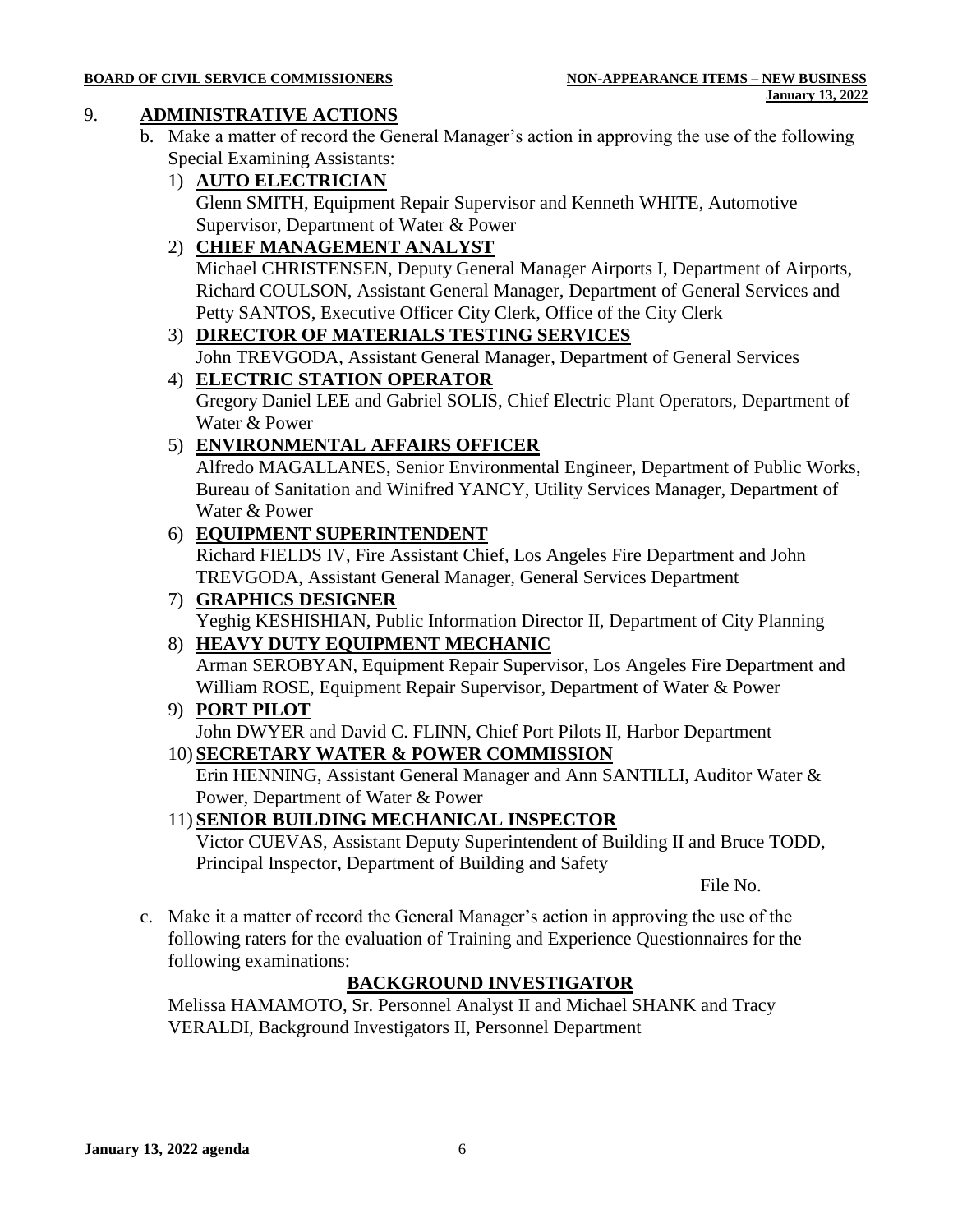## 9. ADMINISTRATIVE ACTIONS

b. Make a matter of record the General Manager's action in approving the use of the following Special Examining Assistants:

1) **AUTO ELECTRICIAN**
   Glenn SMITH, Equipment Repair Supervisor and Kenneth WHITE, Automotive Supervisor, Department of Water & Power

2) **CHIEF MANAGEMENT ANALYST**
   Michael CHRISTENSEN, Deputy General Manager Airports I, Department of Airports, Richard COULSON, Assistant General Manager, Department of General Services and Petty SANTOS, Executive Officer City Clerk, Office of the City Clerk

3) **DIRECTOR OF MATERIALS TESTING SERVICES**
   John TREVGODA, Assistant General Manager, Department of General Services

4) **ELECTRIC STATION OPERATOR**
   Gregory Daniel LEE and Gabriel SOLIS, Chief Electric Plant Operators, Department of Water & Power

5) **ENVIRONMENTAL AFFAIRS OFFICER**
   Alfredo MAGALLANES, Senior Environmental Engineer, Department of Public Works, Bureau of Sanitation and Winifred YANCY, Utility Services Manager, Department of Water & Power

6) **EQUIPMENT SUPERINTENDENT**
   Richard FIELDS IV, Fire Assistant Chief, Los Angeles Fire Department and John TREVGODA, Assistant General Manager, General Services Department

7) **GRAPHICS DESIGNER**
   Yeghig KESHISHIAN, Public Information Director II, Department of City Planning

8) **HEAVY DUTY EQUIPMENT MECHANIC**
   Arman SEROBYAN, Equipment Repair Supervisor, Los Angeles Fire Department and William ROSE, Equipment Repair Supervisor, Department of Water & Power

9) **PORT PILOT**
   John DWYER and David C. FLINN, Chief Port Pilots II, Harbor Department

10) **SECRETARY WATER & POWER COMMISSION**
    Erin HENNING, Assistant General Manager and Ann SANTILLI, Auditor Water & Power, Department of Water & Power

11) **SENIOR BUILDING MECHANICAL INSPECTOR**
    Victor CUEVAS, Assistant Deputy Superintendent of Building II and Bruce TODD, Principal Inspector, Department of Building and Safety

File No.

c. Make it a matter of record the General Manager's action in approving the use of the following raters for the evaluation of Training and Experience Questionnaires for the following examinations:

**BACKGROUND INVESTIGATOR**

Melissa HAMAMOTO, Sr. Personnel Analyst II and Michael SHANK and Tracy VERALDI, Background Investigators II, Personnel Department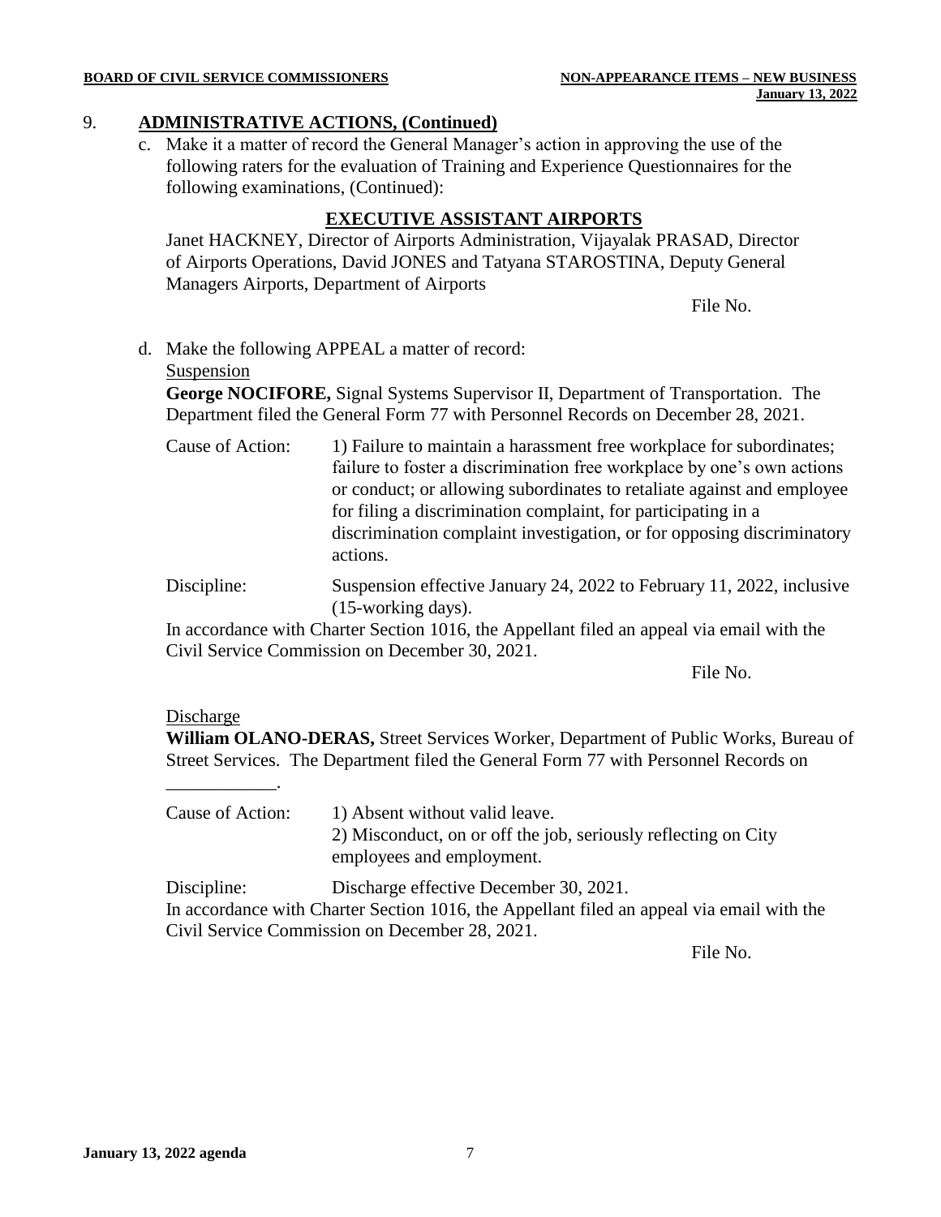## 9. ADMINISTRATIVE ACTIONS, (Continued)

c. Make it a matter of record the General Manager's action in approving the use of the following raters for the evaluation of Training and Experience Questionnaires for the following examinations, (Continued):

**EXECUTIVE ASSISTANT AIRPORTS**

Janet HACKNEY, Director of Airports Administration, Vijayalak PRASAD, Director of Airports Operations, David JONES and Tatyana STAROSTINA, Deputy General Managers Airports, Department of Airports

File No.

d. Make the following APPEAL a matter of record:

Suspension

**George NOCIFORE,** Signal Systems Supervisor II, Department of Transportation. The Department filed the General Form 77 with Personnel Records on December 28, 2021.

Cause of Action: 1) Failure to maintain a harassment free workplace for subordinates; failure to foster a discrimination free workplace by one's own actions or conduct; or allowing subordinates to retaliate against and employee for filing a discrimination complaint, for participating in a discrimination complaint investigation, or for opposing discriminatory actions.

Discipline: Suspension effective January 24, 2022 to February 11, 2022, inclusive (15-working days).

In accordance with Charter Section 1016, the Appellant filed an appeal via email with the Civil Service Commission on December 30, 2021.

File No.

Discharge

**William OLANO-DERAS,** Street Services Worker, Department of Public Works, Bureau of Street Services. The Department filed the General Form 77 with Personnel Records on ____________.

Cause of Action: 1) Absent without valid leave.
2) Misconduct, on or off the job, seriously reflecting on City employees and employment.

Discipline: Discharge effective December 30, 2021.

In accordance with Charter Section 1016, the Appellant filed an appeal via email with the Civil Service Commission on December 28, 2021.

File No.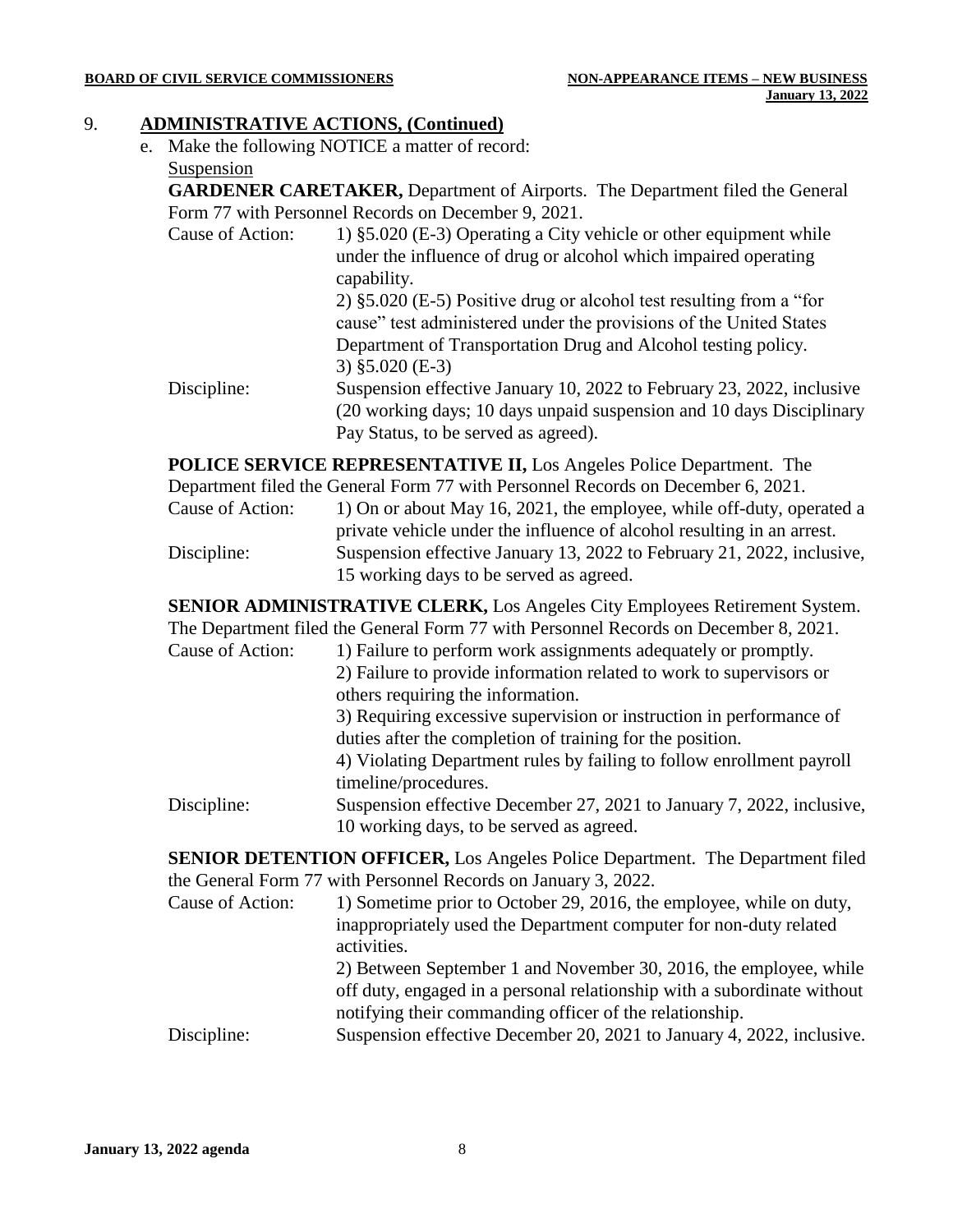## 9. ADMINISTRATIVE ACTIONS, (Continued)

e. Make the following NOTICE a matter of record:

Suspension

**GARDENER CARETAKER,** Department of Airports. The Department filed the General Form 77 with Personnel Records on December 9, 2021.

| | |
|---|---|
| Cause of Action: | 1) §5.020 (E-3) Operating a City vehicle or other equipment while under the influence of drug or alcohol which impaired operating capability.<br>2) §5.020 (E-5) Positive drug or alcohol test resulting from a "for cause" test administered under the provisions of the United States Department of Transportation Drug and Alcohol testing policy.<br>3) §5.020 (E-3) |
| Discipline: | Suspension effective January 10, 2022 to February 23, 2022, inclusive (20 working days; 10 days unpaid suspension and 10 days Disciplinary Pay Status, to be served as agreed). |

**POLICE SERVICE REPRESENTATIVE II,** Los Angeles Police Department. The Department filed the General Form 77 with Personnel Records on December 6, 2021.

| | |
|---|---|
| Cause of Action: | 1) On or about May 16, 2021, the employee, while off-duty, operated a private vehicle under the influence of alcohol resulting in an arrest. |
| Discipline: | Suspension effective January 13, 2022 to February 21, 2022, inclusive, 15 working days to be served as agreed. |

**SENIOR ADMINISTRATIVE CLERK,** Los Angeles City Employees Retirement System. The Department filed the General Form 77 with Personnel Records on December 8, 2021.

| | |
|---|---|
| Cause of Action: | 1) Failure to perform work assignments adequately or promptly.<br>2) Failure to provide information related to work to supervisors or others requiring the information.<br>3) Requiring excessive supervision or instruction in performance of duties after the completion of training for the position.<br>4) Violating Department rules by failing to follow enrollment payroll timeline/procedures. |
| Discipline: | Suspension effective December 27, 2021 to January 7, 2022, inclusive, 10 working days, to be served as agreed. |

**SENIOR DETENTION OFFICER,** Los Angeles Police Department. The Department filed the General Form 77 with Personnel Records on January 3, 2022.

| | |
|---|---|
| Cause of Action: | 1) Sometime prior to October 29, 2016, the employee, while on duty, inappropriately used the Department computer for non-duty related activities.<br>2) Between September 1 and November 30, 2016, the employee, while off duty, engaged in a personal relationship with a subordinate without notifying their commanding officer of the relationship. |
| Discipline: | Suspension effective December 20, 2021 to January 4, 2022, inclusive. |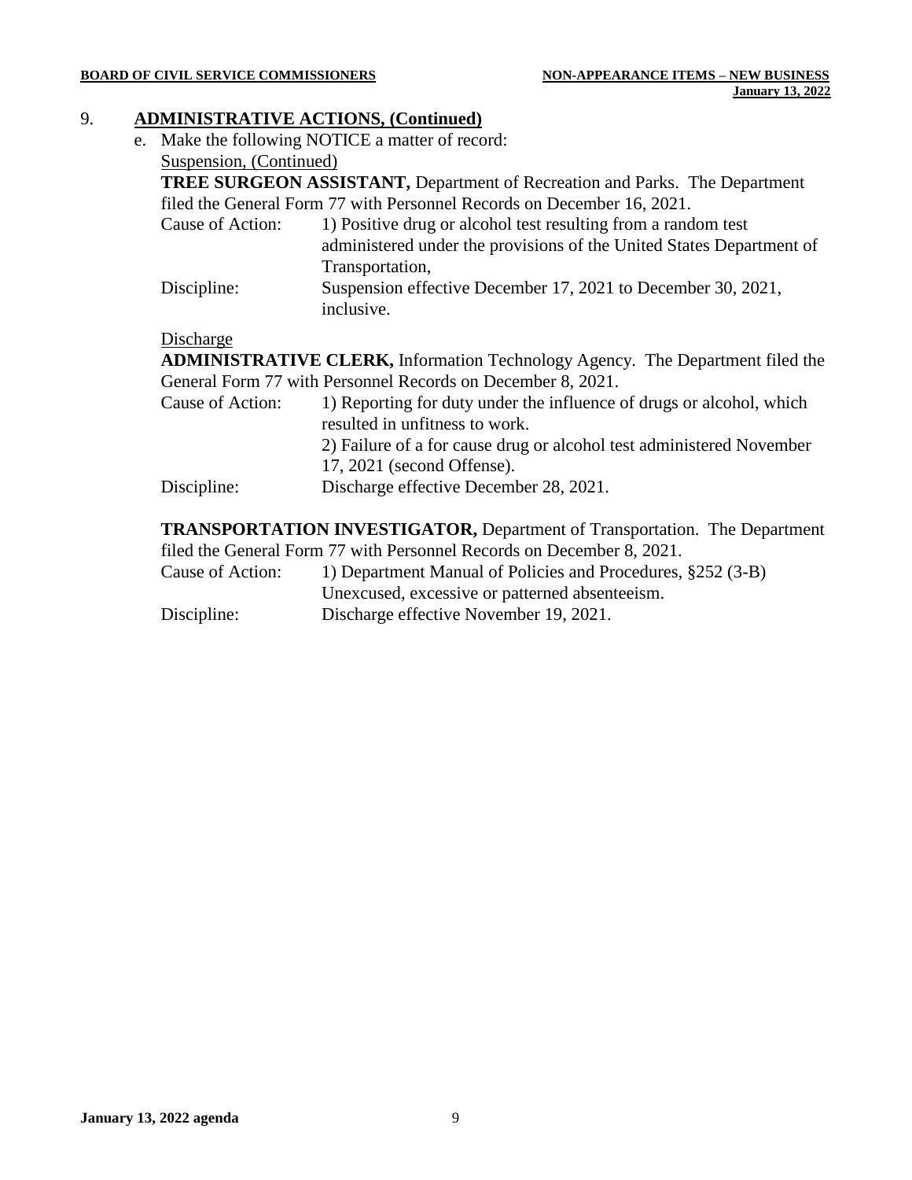9. **ADMINISTRATIVE ACTIONS, (Continued)**

e. Make the following NOTICE a matter of record:

Suspension, (Continued)

**TREE SURGEON ASSISTANT,** Department of Recreation and Parks. The Department filed the General Form 77 with Personnel Records on December 16, 2021.

Cause of Action: 1) Positive drug or alcohol test resulting from a random test administered under the provisions of the United States Department of Transportation,

Discipline: Suspension effective December 17, 2021 to December 30, 2021, inclusive.

Discharge

**ADMINISTRATIVE CLERK,** Information Technology Agency. The Department filed the General Form 77 with Personnel Records on December 8, 2021.

Cause of Action: 1) Reporting for duty under the influence of drugs or alcohol, which resulted in unfitness to work.
2) Failure of a for cause drug or alcohol test administered November 17, 2021 (second Offense).

Discipline: Discharge effective December 28, 2021.

**TRANSPORTATION INVESTIGATOR,** Department of Transportation. The Department filed the General Form 77 with Personnel Records on December 8, 2021.

Cause of Action: 1) Department Manual of Policies and Procedures, §252 (3-B) Unexcused, excessive or patterned absenteeism.

Discipline: Discharge effective November 19, 2021.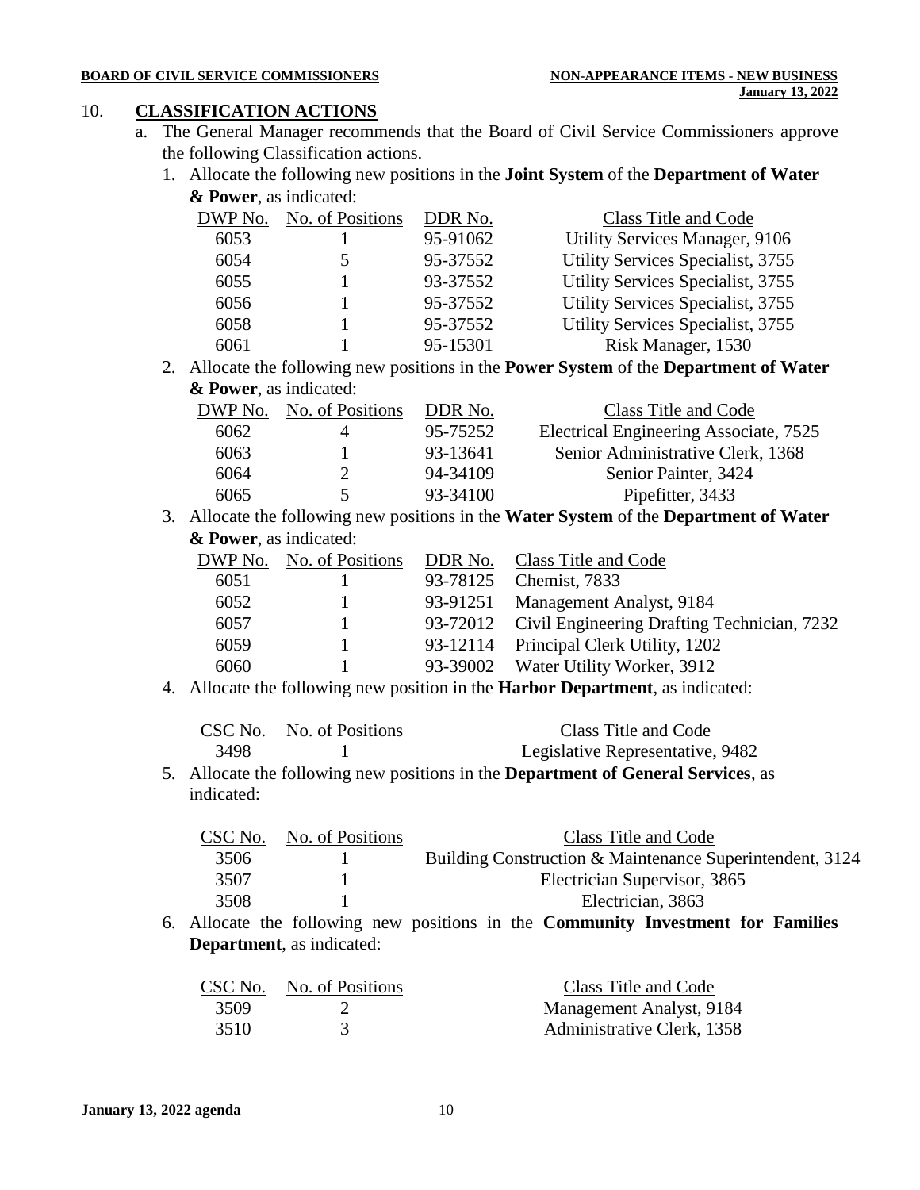## 10. CLASSIFICATION ACTIONS

a. The General Manager recommends that the Board of Civil Service Commissioners approve the following Classification actions.

1. Allocate the following new positions in the **Joint System** of the **Department of Water & Power**, as indicated:

| DWP No. | No. of Positions | DDR No. | Class Title and Code |
|---|---|---|---|
| 6053 | 1 | 95-91062 | Utility Services Manager, 9106 |
| 6054 | 5 | 95-37552 | Utility Services Specialist, 3755 |
| 6055 | 1 | 93-37552 | Utility Services Specialist, 3755 |
| 6056 | 1 | 95-37552 | Utility Services Specialist, 3755 |
| 6058 | 1 | 95-37552 | Utility Services Specialist, 3755 |
| 6061 | 1 | 95-15301 | Risk Manager, 1530 |

2. Allocate the following new positions in the **Power System** of the **Department of Water & Power**, as indicated:

| DWP No. | No. of Positions | DDR No. | Class Title and Code |
|---|---|---|---|
| 6062 | 4 | 95-75252 | Electrical Engineering Associate, 7525 |
| 6063 | 1 | 93-13641 | Senior Administrative Clerk, 1368 |
| 6064 | 2 | 94-34109 | Senior Painter, 3424 |
| 6065 | 5 | 93-34100 | Pipefitter, 3433 |

3. Allocate the following new positions in the **Water System** of the **Department of Water & Power**, as indicated:

| DWP No. | No. of Positions | DDR No. | Class Title and Code |
|---|---|---|---|
| 6051 | 1 | 93-78125 | Chemist, 7833 |
| 6052 | 1 | 93-91251 | Management Analyst, 9184 |
| 6057 | 1 | 93-72012 | Civil Engineering Drafting Technician, 7232 |
| 6059 | 1 | 93-12114 | Principal Clerk Utility, 1202 |
| 6060 | 1 | 93-39002 | Water Utility Worker, 3912 |

4. Allocate the following new position in the **Harbor Department**, as indicated:

| CSC No. | No. of Positions | Class Title and Code |
|---|---|---|
| 3498 | 1 | Legislative Representative, 9482 |

5. Allocate the following new positions in the **Department of General Services**, as indicated:

| CSC No. | No. of Positions | Class Title and Code |
|---|---|---|
| 3506 | 1 | Building Construction & Maintenance Superintendent, 3124 |
| 3507 | 1 | Electrician Supervisor, 3865 |
| 3508 | 1 | Electrician, 3863 |

6. Allocate the following new positions in the **Community Investment for Families Department**, as indicated:

| CSC No. | No. of Positions | Class Title and Code |
|---|---|---|
| 3509 | 2 | Management Analyst, 9184 |
| 3510 | 3 | Administrative Clerk, 1358 |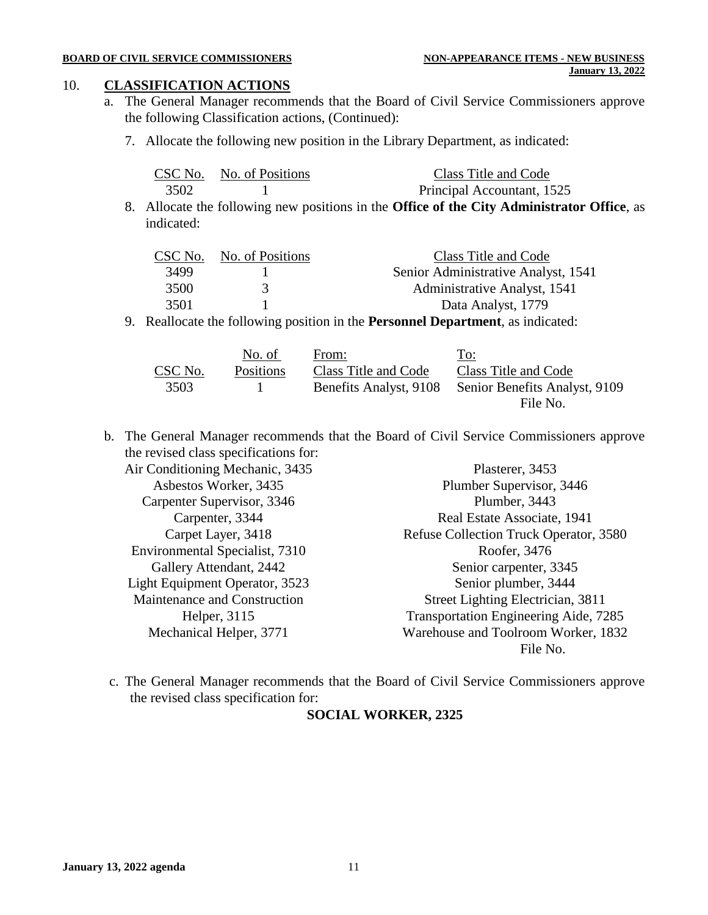10. **CLASSIFICATION ACTIONS**

a. The General Manager recommends that the Board of Civil Service Commissioners approve the following Classification actions, (Continued):

7. Allocate the following new position in the Library Department, as indicated:

| CSC No. | No. of Positions | Class Title and Code |
|---|---|---|
| 3502 | 1 | Principal Accountant, 1525 |

8. Allocate the following new positions in the **Office of the City Administrator Office**, as indicated:

| CSC No. | No. of Positions | Class Title and Code |
|---|---|---|
| 3499 | 1 | Senior Administrative Analyst, 1541 |
| 3500 | 3 | Administrative Analyst, 1541 |
| 3501 | 1 | Data Analyst, 1779 |

9. Reallocate the following position in the **Personnel Department**, as indicated:

| CSC No. | No. of Positions | From: Class Title and Code | To: Class Title and Code |
|---|---|---|---|
| 3503 | 1 | Benefits Analyst, 9108 | Senior Benefits Analyst, 9109 |

File No.

b. The General Manager recommends that the Board of Civil Service Commissioners approve the revised class specifications for:

Air Conditioning Mechanic, 3435
Asbestos Worker, 3435
Carpenter Supervisor, 3346
Carpenter, 3344
Carpet Layer, 3418
Environmental Specialist, 7310
Gallery Attendant, 2442
Light Equipment Operator, 3523
Maintenance and Construction Helper, 3115
Mechanical Helper, 3771
Plasterer, 3453
Plumber Supervisor, 3446
Plumber, 3443
Real Estate Associate, 1941
Refuse Collection Truck Operator, 3580
Roofer, 3476
Senior carpenter, 3345
Senior plumber, 3444
Street Lighting Electrician, 3811
Transportation Engineering Aide, 7285
Warehouse and Toolroom Worker, 1832

File No.

c. The General Manager recommends that the Board of Civil Service Commissioners approve the revised class specification for:

**SOCIAL WORKER, 2325**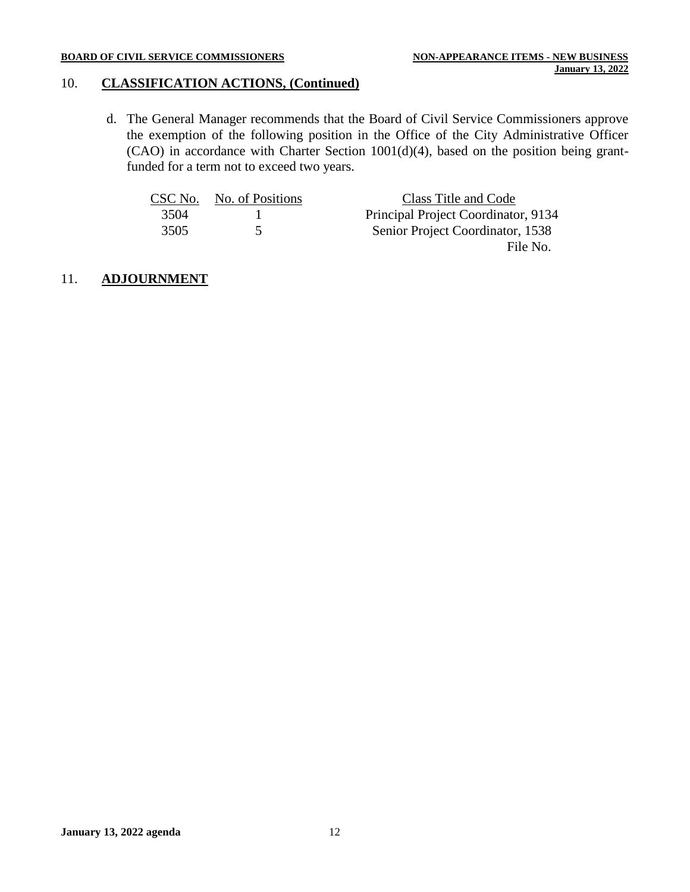## 10. **CLASSIFICATION ACTIONS, (Continued)**

d. The General Manager recommends that the Board of Civil Service Commissioners approve the exemption of the following position in the Office of the City Administrative Officer (CAO) in accordance with Charter Section 1001(d)(4), based on the position being grant-funded for a term not to exceed two years.

| CSC No. | No. of Positions | Class Title and Code |
|---|---|---|
| 3504 | 1 | Principal Project Coordinator, 9134 |
| 3505 | 5 | Senior Project Coordinator, 1538 |

File No.

## 11. **ADJOURNMENT**